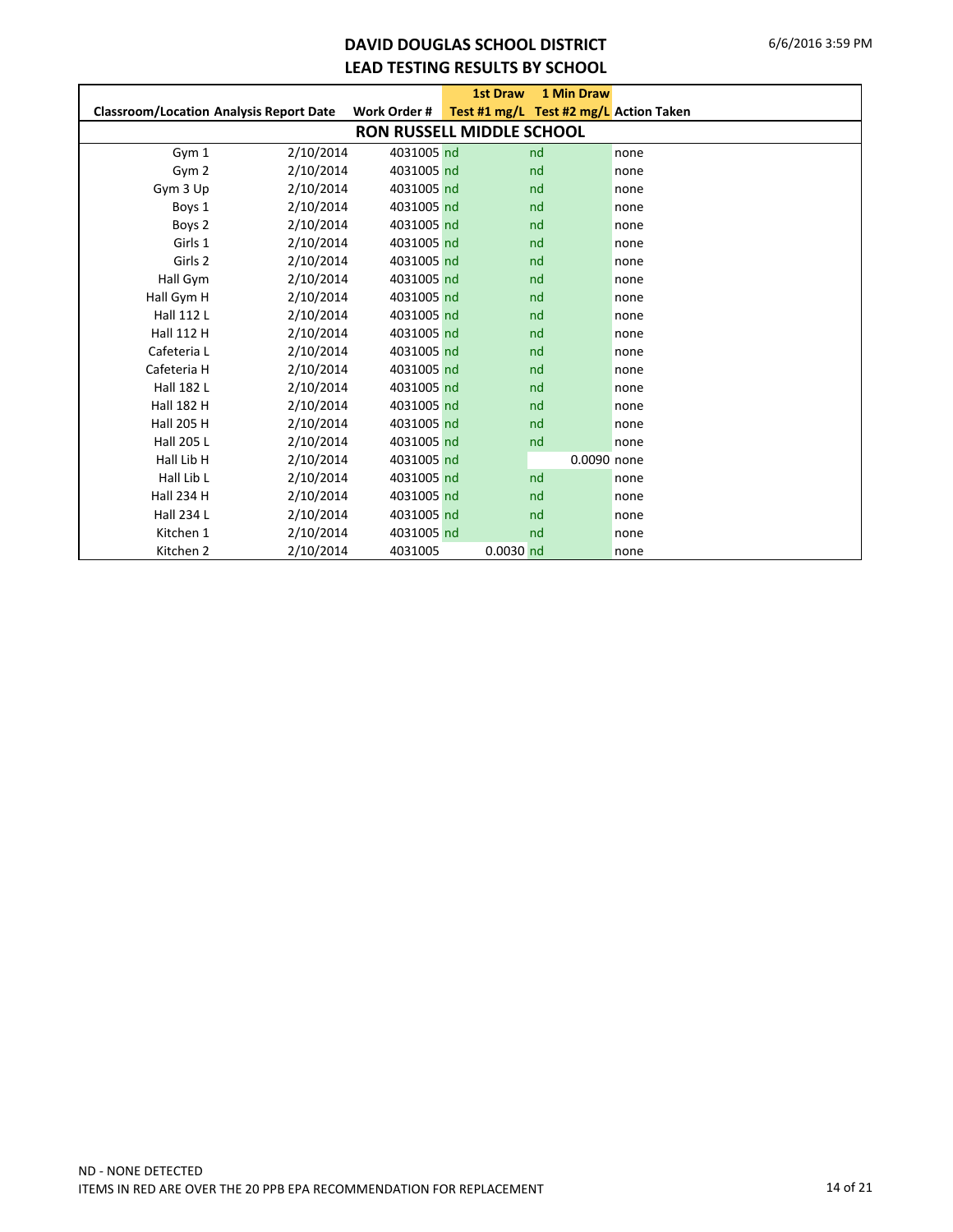# DAVID DOUGLAS SCHOOL DISTRICT
## LEAD TESTING RESULTS BY SCHOOL

| Classroom/Location | Analysis Report Date | Work Order # | 1st Draw Test #1 mg/L | 1 Min Draw Test #2 mg/L | Action Taken |
|---|---|---|---|---|---|
| **RON RUSSELL MIDDLE SCHOOL** | | | | | |
| Gym 1 | 2/10/2014 | 4031005 | nd | nd | none |
| Gym 2 | 2/10/2014 | 4031005 | nd | nd | none |
| Gym 3 Up | 2/10/2014 | 4031005 | nd | nd | none |
| Boys 1 | 2/10/2014 | 4031005 | nd | nd | none |
| Boys 2 | 2/10/2014 | 4031005 | nd | nd | none |
| Girls 1 | 2/10/2014 | 4031005 | nd | nd | none |
| Girls 2 | 2/10/2014 | 4031005 | nd | nd | none |
| Hall Gym | 2/10/2014 | 4031005 | nd | nd | none |
| Hall Gym H | 2/10/2014 | 4031005 | nd | nd | none |
| Hall 112 L | 2/10/2014 | 4031005 | nd | nd | none |
| Hall 112 H | 2/10/2014 | 4031005 | nd | nd | none |
| Cafeteria L | 2/10/2014 | 4031005 | nd | nd | none |
| Cafeteria H | 2/10/2014 | 4031005 | nd | nd | none |
| Hall 182 L | 2/10/2014 | 4031005 | nd | nd | none |
| Hall 182 H | 2/10/2014 | 4031005 | nd | nd | none |
| Hall 205 H | 2/10/2014 | 4031005 | nd | nd | none |
| Hall 205 L | 2/10/2014 | 4031005 | nd | nd | none |
| Hall Lib H | 2/10/2014 | 4031005 | nd | 0.0090 | none |
| Hall Lib L | 2/10/2014 | 4031005 | nd | nd | none |
| Hall 234 H | 2/10/2014 | 4031005 | nd | nd | none |
| Hall 234 L | 2/10/2014 | 4031005 | nd | nd | none |
| Kitchen 1 | 2/10/2014 | 4031005 | nd | nd | none |
| Kitchen 2 | 2/10/2014 | 4031005 | 0.0030 | nd | none |

ND - NONE DETECTED

ITEMS IN RED ARE OVER THE 20 PPB EPA RECOMMENDATION FOR REPLACEMENT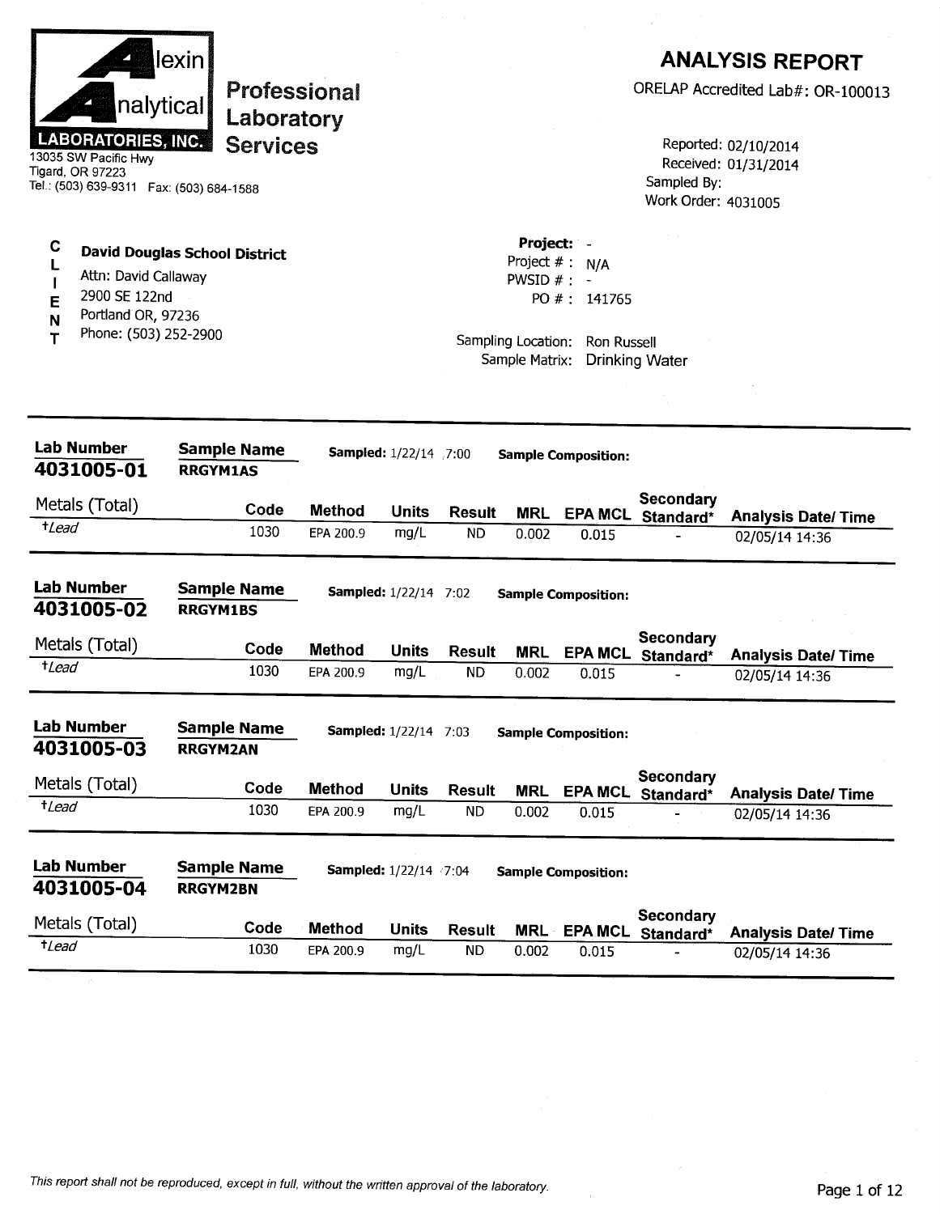**Alexin Analytical LABORATORIES, INC.**
13035 SW Pacific Hwy
Tigard, OR 97223
Tel.: (503) 639-9311 Fax: (503) 684-1588

**Professional Laboratory Services**

# ANALYSIS REPORT

ORELAP Accredited Lab#: OR-100013

Reported: 02/10/2014
Received: 01/31/2014
Sampled By:
Work Order: 4031005

**CLIENT**

**David Douglas School District**
Attn: David Callaway
2900 SE 122nd
Portland OR, 97236
Phone: (503) 252-2900

**Project:** -
Project # : N/A
PWSID # : -
PO # : 141765

Sampling Location: Ron Russell
Sample Matrix: Drinking Water

---

**Lab Number** **4031005-01** **Sample Name** **RRGYM1AS** **Sampled:** 1/22/14 7:00 **Sample Composition:**

| Metals (Total) | Code | Method | Units | Result | MRL | EPA MCL | Secondary Standard* | Analysis Date/ Time |
|---|---|---|---|---|---|---|---|---|
| †*Lead* | 1030 | EPA 200.9 | mg/L | ND | 0.002 | 0.015 | - | 02/05/14 14:36 |

---

**Lab Number** **4031005-02** **Sample Name** **RRGYM1BS** **Sampled:** 1/22/14 7:02 **Sample Composition:**

| Metals (Total) | Code | Method | Units | Result | MRL | EPA MCL | Secondary Standard* | Analysis Date/ Time |
|---|---|---|---|---|---|---|---|---|
| †*Lead* | 1030 | EPA 200.9 | mg/L | ND | 0.002 | 0.015 | - | 02/05/14 14:36 |

---

**Lab Number** **4031005-03** **Sample Name** **RRGYM2AN** **Sampled:** 1/22/14 7:03 **Sample Composition:**

| Metals (Total) | Code | Method | Units | Result | MRL | EPA MCL | Secondary Standard* | Analysis Date/ Time |
|---|---|---|---|---|---|---|---|---|
| †*Lead* | 1030 | EPA 200.9 | mg/L | ND | 0.002 | 0.015 | - | 02/05/14 14:36 |

---

**Lab Number** **4031005-04** **Sample Name** **RRGYM2BN** **Sampled:** 1/22/14 7:04 **Sample Composition:**

| Metals (Total) | Code | Method | Units | Result | MRL | EPA MCL | Secondary Standard* | Analysis Date/ Time |
|---|---|---|---|---|---|---|---|---|
| †*Lead* | 1030 | EPA 200.9 | mg/L | ND | 0.002 | 0.015 | - | 02/05/14 14:36 |

*This report shall not be reproduced, except in full, without the written approval of the laboratory.*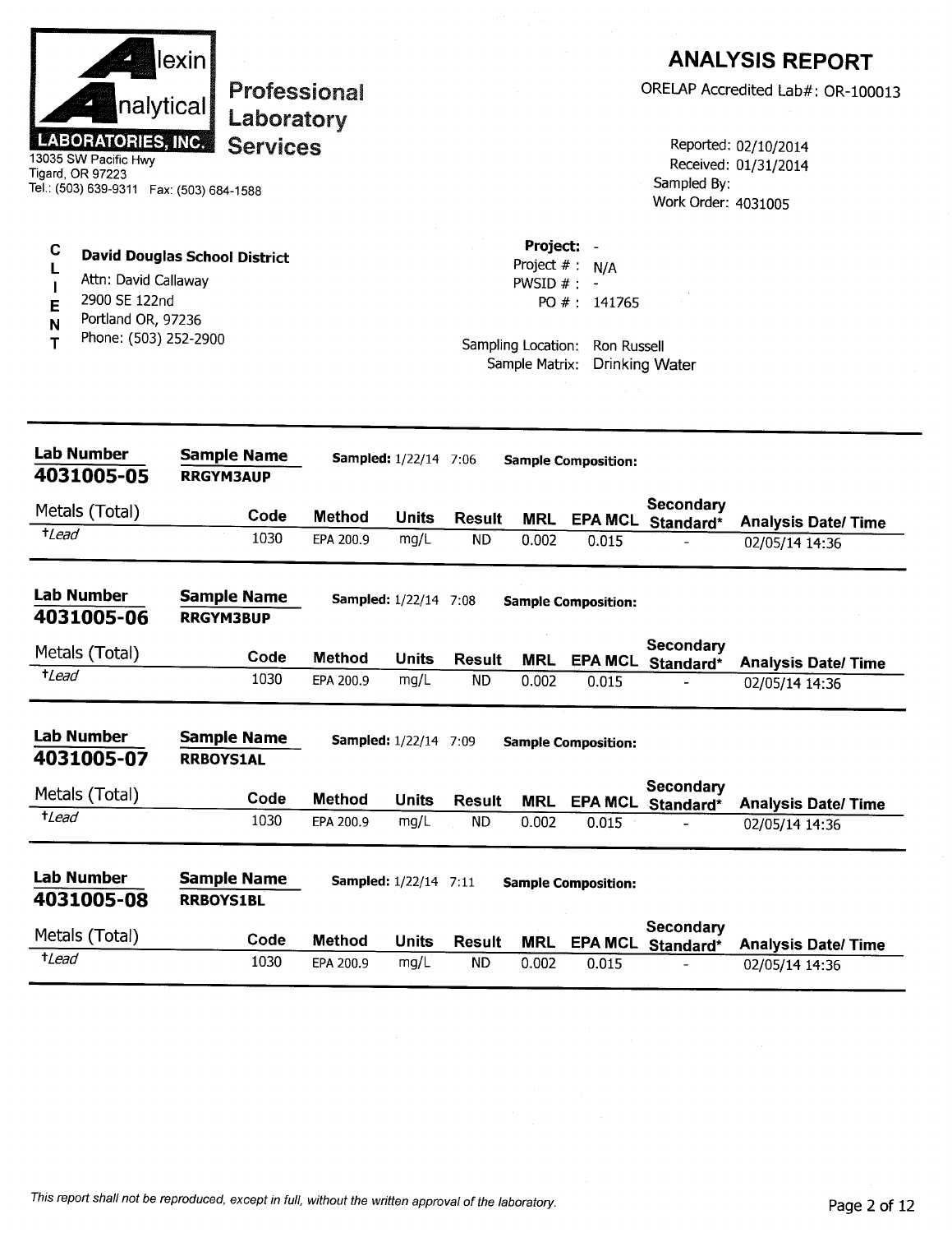**Alexin Analytical LABORATORIES, INC.**
13035 SW Pacific Hwy
Tigard, OR 97223
Tel.: (503) 639-9311 Fax: (503) 684-1588

**Professional Laboratory Services**

# ANALYSIS REPORT

ORELAP Accredited Lab#: OR-100013

Reported: 02/10/2014
Received: 01/31/2014
Sampled By:
Work Order: 4031005

**CLIENT**

**David Douglas School District**
Attn: David Callaway
2900 SE 122nd
Portland OR, 97236
Phone: (503) 252-2900

**Project:** -
Project # : N/A
PWSID # : -
PO # : 141765

Sampling Location: Ron Russell
Sample Matrix: Drinking Water

---

**Lab Number** 4031005-05 | **Sample Name** RRGYM3AUP | **Sampled:** 1/22/14 7:06 | **Sample Composition:**

| Metals (Total) | Code | Method | Units | Result | MRL | EPA MCL | Secondary Standard* | Analysis Date/ Time |
|---|---|---|---|---|---|---|---|---|
| †*Lead* | 1030 | EPA 200.9 | mg/L | ND | 0.002 | 0.015 | - | 02/05/14 14:36 |

**Lab Number** 4031005-06 | **Sample Name** RRGYM3BUP | **Sampled:** 1/22/14 7:08 | **Sample Composition:**

| Metals (Total) | Code | Method | Units | Result | MRL | EPA MCL | Secondary Standard* | Analysis Date/ Time |
|---|---|---|---|---|---|---|---|---|
| †*Lead* | 1030 | EPA 200.9 | mg/L | ND | 0.002 | 0.015 | - | 02/05/14 14:36 |

**Lab Number** 4031005-07 | **Sample Name** RRBOYS1AL | **Sampled:** 1/22/14 7:09 | **Sample Composition:**

| Metals (Total) | Code | Method | Units | Result | MRL | EPA MCL | Secondary Standard* | Analysis Date/ Time |
|---|---|---|---|---|---|---|---|---|
| †*Lead* | 1030 | EPA 200.9 | mg/L | ND | 0.002 | 0.015 | - | 02/05/14 14:36 |

**Lab Number** 4031005-08 | **Sample Name** RRBOYS1BL | **Sampled:** 1/22/14 7:11 | **Sample Composition:**

| Metals (Total) | Code | Method | Units | Result | MRL | EPA MCL | Secondary Standard* | Analysis Date/ Time |
|---|---|---|---|---|---|---|---|---|
| †*Lead* | 1030 | EPA 200.9 | mg/L | ND | 0.002 | 0.015 | - | 02/05/14 14:36 |

*This report shall not be reproduced, except in full, without the written approval of the laboratory.*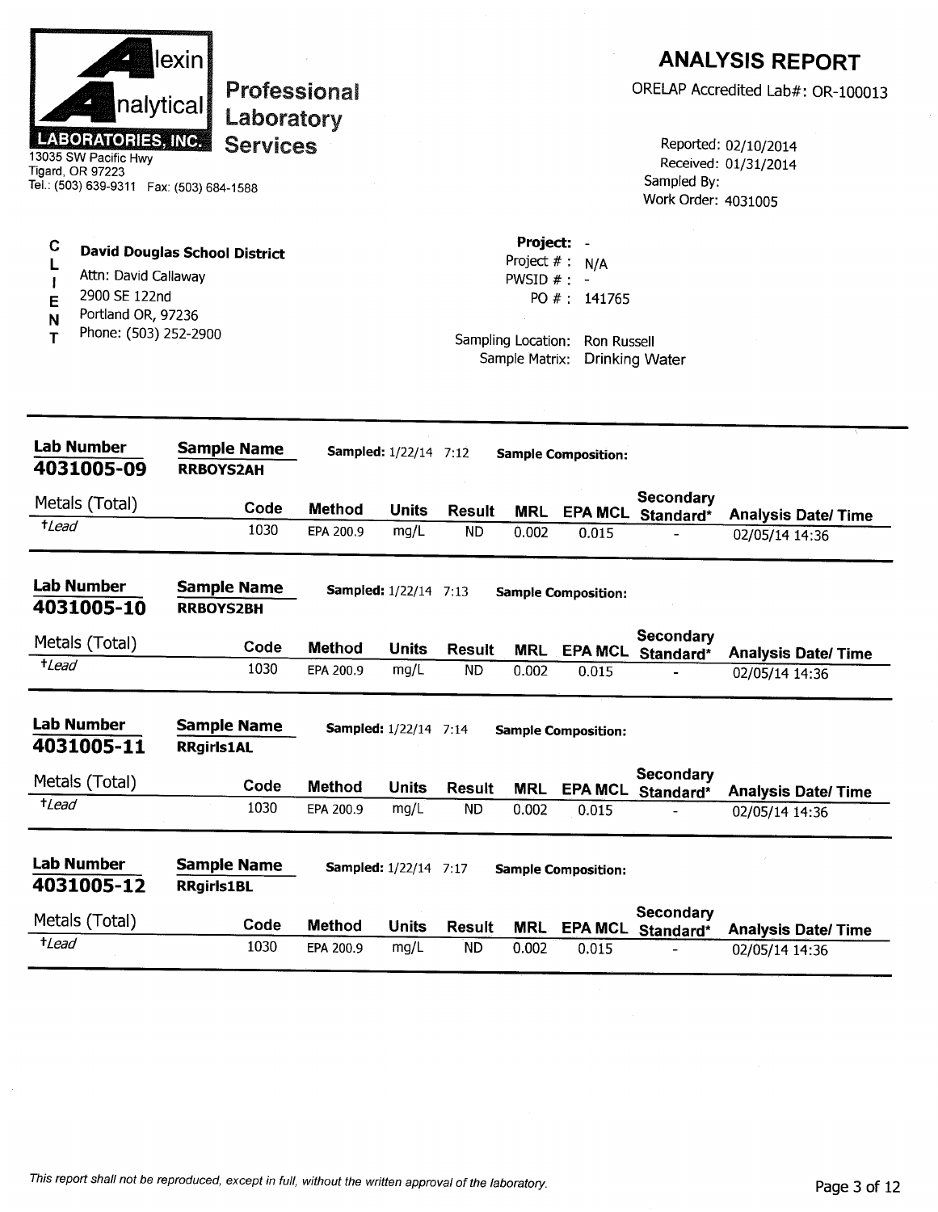**Alexin Analytical Laboratories, Inc.**

**Professional Laboratory Services**

13035 SW Pacific Hwy
Tigard, OR 97223
Tel.: (503) 639-9311 Fax: (503) 684-1588

# ANALYSIS REPORT

ORELAP Accredited Lab#: OR-100013

Reported: 02/10/2014
Received: 01/31/2014
Sampled By:
Work Order: 4031005

**CLIENT**

**David Douglas School District**
Attn: David Callaway
2900 SE 122nd
Portland OR, 97236
Phone: (503) 252-2900

**Project:** -
Project # : N/A
PWSID # : -
PO # : 141765

Sampling Location: Ron Russell
Sample Matrix: Drinking Water

---

**Lab Number** 4031005-09 | **Sample Name** RRBOYS2AH | **Sampled:** 1/22/14 7:12 | **Sample Composition:**

| Metals (Total) | Code | Method | Units | Result | MRL | EPA MCL | Secondary Standard* | Analysis Date/ Time |
|---|---|---|---|---|---|---|---|---|
| †*Lead* | 1030 | EPA 200.9 | mg/L | ND | 0.002 | 0.015 | - | 02/05/14 14:36 |

**Lab Number** 4031005-10 | **Sample Name** RRBOYS2BH | **Sampled:** 1/22/14 7:13 | **Sample Composition:**

| Metals (Total) | Code | Method | Units | Result | MRL | EPA MCL | Secondary Standard* | Analysis Date/ Time |
|---|---|---|---|---|---|---|---|---|
| †*Lead* | 1030 | EPA 200.9 | mg/L | ND | 0.002 | 0.015 | - | 02/05/14 14:36 |

**Lab Number** 4031005-11 | **Sample Name** RRgirls1AL | **Sampled:** 1/22/14 7:14 | **Sample Composition:**

| Metals (Total) | Code | Method | Units | Result | MRL | EPA MCL | Secondary Standard* | Analysis Date/ Time |
|---|---|---|---|---|---|---|---|---|
| †*Lead* | 1030 | EPA 200.9 | mg/L | ND | 0.002 | 0.015 | - | 02/05/14 14:36 |

**Lab Number** 4031005-12 | **Sample Name** RRgirls1BL | **Sampled:** 1/22/14 7:17 | **Sample Composition:**

| Metals (Total) | Code | Method | Units | Result | MRL | EPA MCL | Secondary Standard* | Analysis Date/ Time |
|---|---|---|---|---|---|---|---|---|
| †*Lead* | 1030 | EPA 200.9 | mg/L | ND | 0.002 | 0.015 | - | 02/05/14 14:36 |

*This report shall not be reproduced, except in full, without the written approval of the laboratory.*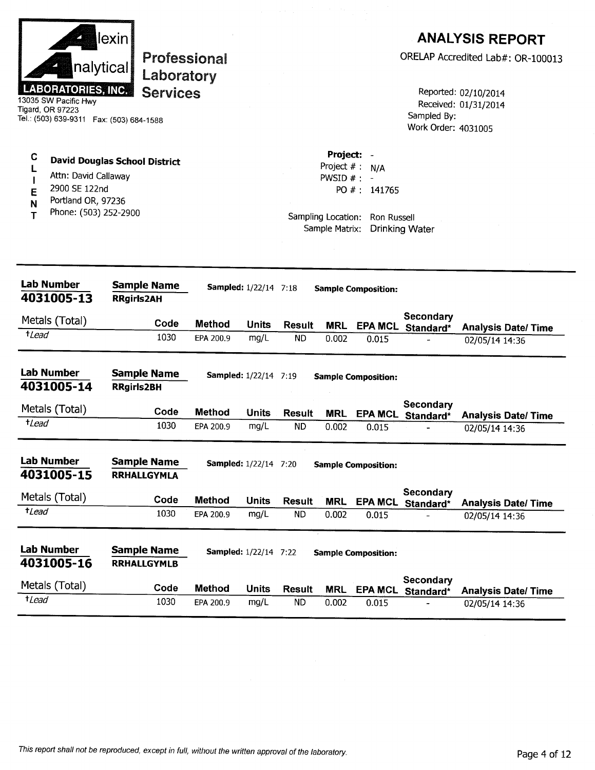**Alexin Analytical LABORATORIES, INC.**
13035 SW Pacific Hwy
Tigard, OR 97223
Tel.: (503) 639-9311 Fax: (503) 684-1588

**Professional Laboratory Services**

## ANALYSIS REPORT

ORELAP Accredited Lab#: OR-100013

Reported: 02/10/2014
Received: 01/31/2014
Sampled By:
Work Order: 4031005

**CLIENT**

**David Douglas School District**
Attn: David Callaway
2900 SE 122nd
Portland OR, 97236
Phone: (503) 252-2900

**Project:** -
Project # : N/A
PWSID # : -
PO # : 141765

Sampling Location: Ron Russell
Sample Matrix: Drinking Water

---

**Lab Number** 4031005-13 | **Sample Name** RRgirls2AH | **Sampled:** 1/22/14 7:18 | **Sample Composition:**

| Metals (Total) | Code | Method | Units | Result | MRL | EPA MCL | Secondary Standard* | Analysis Date/ Time |
|---|---|---|---|---|---|---|---|---|
| *†Lead* | 1030 | EPA 200.9 | mg/L | ND | 0.002 | 0.015 | - | 02/05/14 14:36 |

**Lab Number** 4031005-14 | **Sample Name** RRgirls2BH | **Sampled:** 1/22/14 7:19 | **Sample Composition:**

| Metals (Total) | Code | Method | Units | Result | MRL | EPA MCL | Secondary Standard* | Analysis Date/ Time |
|---|---|---|---|---|---|---|---|---|
| *†Lead* | 1030 | EPA 200.9 | mg/L | ND | 0.002 | 0.015 | - | 02/05/14 14:36 |

**Lab Number** 4031005-15 | **Sample Name** RRHALLGYMLA | **Sampled:** 1/22/14 7:20 | **Sample Composition:**

| Metals (Total) | Code | Method | Units | Result | MRL | EPA MCL | Secondary Standard* | Analysis Date/ Time |
|---|---|---|---|---|---|---|---|---|
| *†Lead* | 1030 | EPA 200.9 | mg/L | ND | 0.002 | 0.015 | - | 02/05/14 14:36 |

**Lab Number** 4031005-16 | **Sample Name** RRHALLGYMLB | **Sampled:** 1/22/14 7:22 | **Sample Composition:**

| Metals (Total) | Code | Method | Units | Result | MRL | EPA MCL | Secondary Standard* | Analysis Date/ Time |
|---|---|---|---|---|---|---|---|---|
| *†Lead* | 1030 | EPA 200.9 | mg/L | ND | 0.002 | 0.015 | - | 02/05/14 14:36 |

*This report shall not be reproduced, except in full, without the written approval of the laboratory.*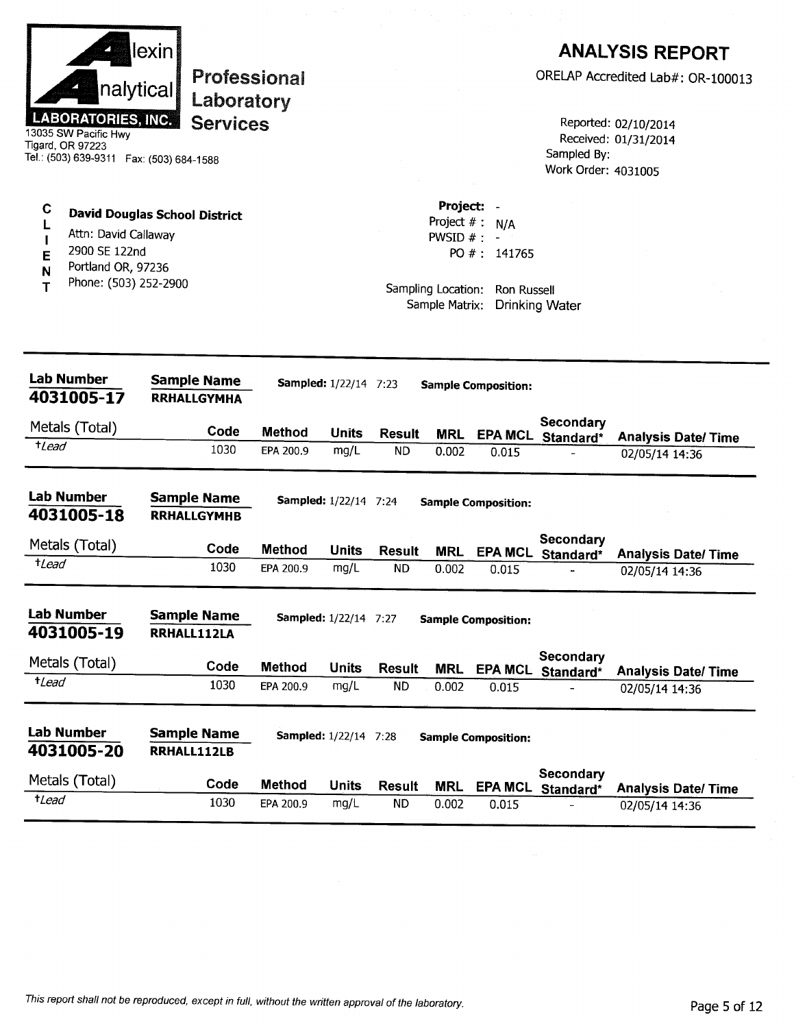**Alexin Analytical LABORATORIES, INC.**
13035 SW Pacific Hwy
Tigard, OR 97223
Tel.: (503) 639-9311 Fax: (503) 684-1588

**Professional Laboratory Services**

# ANALYSIS REPORT

ORELAP Accredited Lab#: OR-100013

Reported: 02/10/2014
Received: 01/31/2014
Sampled By:
Work Order: 4031005

**CLIENT**

**David Douglas School District**
Attn: David Callaway
2900 SE 122nd
Portland OR, 97236
Phone: (503) 252-2900

**Project:** -
Project # : N/A
PWSID # : -
PO # : 141765

Sampling Location: Ron Russell
Sample Matrix: Drinking Water

---

**Lab Number:** 4031005-17 | **Sample Name:** RRHALLGYMHA | **Sampled:** 1/22/14 7:23 | **Sample Composition:**

| Metals (Total) | Code | Method | Units | Result | MRL | EPA MCL | Secondary Standard* | Analysis Date/ Time |
|---|---|---|---|---|---|---|---|---|
| †*Lead* | 1030 | EPA 200.9 | mg/L | ND | 0.002 | 0.015 | - | 02/05/14 14:36 |

**Lab Number:** 4031005-18 | **Sample Name:** RRHALLGYMHB | **Sampled:** 1/22/14 7:24 | **Sample Composition:**

| Metals (Total) | Code | Method | Units | Result | MRL | EPA MCL | Secondary Standard* | Analysis Date/ Time |
|---|---|---|---|---|---|---|---|---|
| †*Lead* | 1030 | EPA 200.9 | mg/L | ND | 0.002 | 0.015 | - | 02/05/14 14:36 |

**Lab Number:** 4031005-19 | **Sample Name:** RRHALL112LA | **Sampled:** 1/22/14 7:27 | **Sample Composition:**

| Metals (Total) | Code | Method | Units | Result | MRL | EPA MCL | Secondary Standard* | Analysis Date/ Time |
|---|---|---|---|---|---|---|---|---|
| †*Lead* | 1030 | EPA 200.9 | mg/L | ND | 0.002 | 0.015 | - | 02/05/14 14:36 |

**Lab Number:** 4031005-20 | **Sample Name:** RRHALL112LB | **Sampled:** 1/22/14 7:28 | **Sample Composition:**

| Metals (Total) | Code | Method | Units | Result | MRL | EPA MCL | Secondary Standard* | Analysis Date/ Time |
|---|---|---|---|---|---|---|---|---|
| †*Lead* | 1030 | EPA 200.9 | mg/L | ND | 0.002 | 0.015 | - | 02/05/14 14:36 |

*This report shall not be reproduced, except in full, without the written approval of the laboratory.*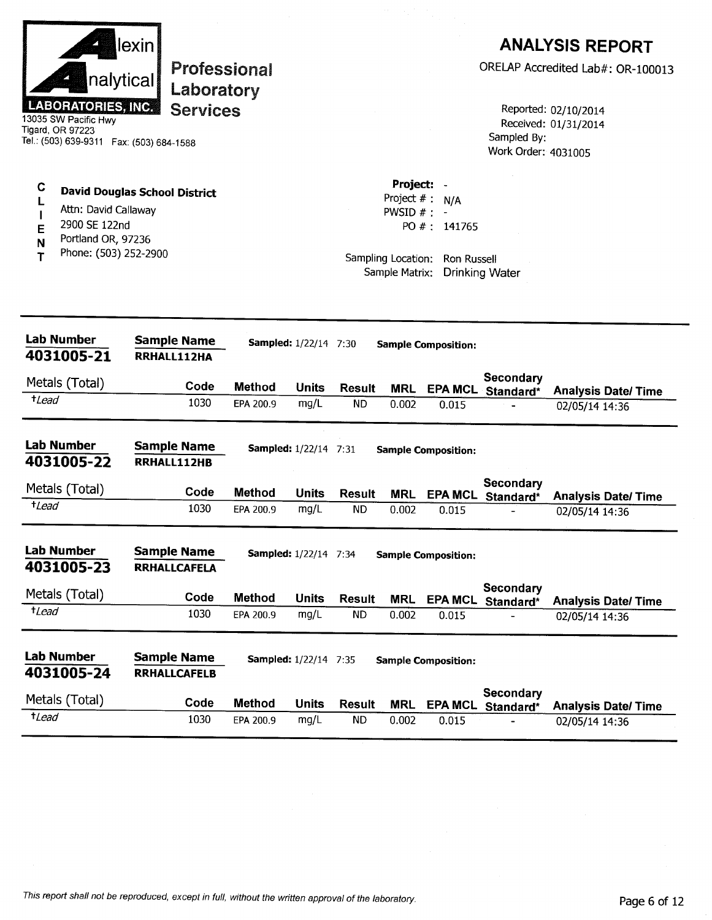**Alexin Analytical Laboratories, Inc.**
13035 SW Pacific Hwy
Tigard, OR 97223
Tel.: (503) 639-9311 Fax: (503) 684-1588

**Professional Laboratory Services**

# ANALYSIS REPORT

ORELAP Accredited Lab#: OR-100013

Reported: 02/10/2014
Received: 01/31/2014
Sampled By:
Work Order: 4031005

**CLIENT**

**David Douglas School District**
Attn: David Callaway
2900 SE 122nd
Portland OR, 97236
Phone: (503) 252-2900

**Project:** -
Project # : N/A
PWSID # : -
PO # : 141765

Sampling Location: Ron Russell
Sample Matrix: Drinking Water

---

**Lab Number** 4031005-21 | **Sample Name** RRHALL112HA | **Sampled:** 1/22/14 7:30 | **Sample Composition:**

| Metals (Total) | Code | Method | Units | Result | MRL | EPA MCL | Secondary Standard* | Analysis Date/ Time |
|---|---|---|---|---|---|---|---|---|
| †*Lead* | 1030 | EPA 200.9 | mg/L | ND | 0.002 | 0.015 | - | 02/05/14 14:36 |

---

**Lab Number** 4031005-22 | **Sample Name** RRHALL112HB | **Sampled:** 1/22/14 7:31 | **Sample Composition:**

| Metals (Total) | Code | Method | Units | Result | MRL | EPA MCL | Secondary Standard* | Analysis Date/ Time |
|---|---|---|---|---|---|---|---|---|
| †*Lead* | 1030 | EPA 200.9 | mg/L | ND | 0.002 | 0.015 | - | 02/05/14 14:36 |

---

**Lab Number** 4031005-23 | **Sample Name** RRHALLCAFELA | **Sampled:** 1/22/14 7:34 | **Sample Composition:**

| Metals (Total) | Code | Method | Units | Result | MRL | EPA MCL | Secondary Standard* | Analysis Date/ Time |
|---|---|---|---|---|---|---|---|---|
| †*Lead* | 1030 | EPA 200.9 | mg/L | ND | 0.002 | 0.015 | - | 02/05/14 14:36 |

---

**Lab Number** 4031005-24 | **Sample Name** RRHALLCAFELB | **Sampled:** 1/22/14 7:35 | **Sample Composition:**

| Metals (Total) | Code | Method | Units | Result | MRL | EPA MCL | Secondary Standard* | Analysis Date/ Time |
|---|---|---|---|---|---|---|---|---|
| †*Lead* | 1030 | EPA 200.9 | mg/L | ND | 0.002 | 0.015 | - | 02/05/14 14:36 |

---

*This report shall not be reproduced, except in full, without the written approval of the laboratory.*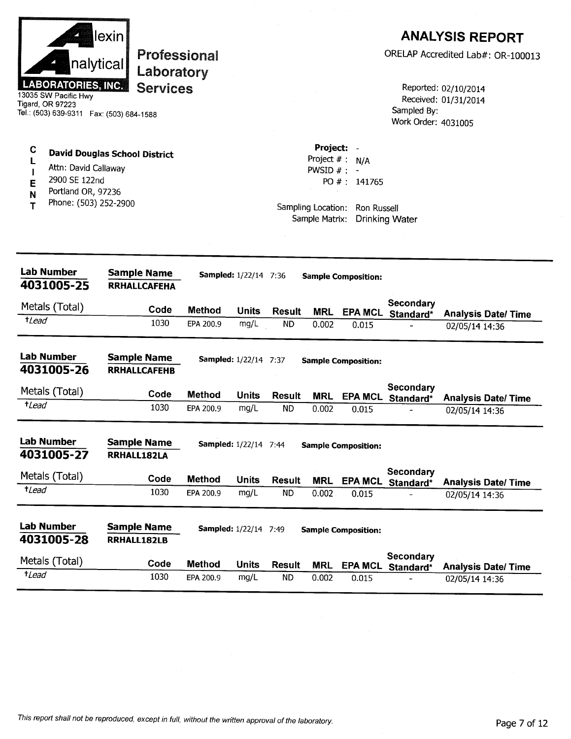**Alexin Analytical Laboratories, Inc.**
13035 SW Pacific Hwy
Tigard, OR 97223
Tel.: (503) 639-9311 Fax: (503) 684-1588

**Professional Laboratory Services**

# ANALYSIS REPORT

ORELAP Accredited Lab#: OR-100013

Reported: 02/10/2014
Received: 01/31/2014
Sampled By:
Work Order: 4031005

**CLIENT**

**David Douglas School District**
Attn: David Callaway
2900 SE 122nd
Portland OR, 97236
Phone: (503) 252-2900

**Project:** -
Project # : N/A
PWSID # : -
PO # : 141765

Sampling Location: Ron Russell
Sample Matrix: Drinking Water

---

**Lab Number:** 4031005-25
**Sample Name:** RRHALLCAFEHA
**Sampled:** 1/22/14 7:36
**Sample Composition:**

| Metals (Total) | Code | Method | Units | Result | MRL | EPA MCL | Secondary Standard* | Analysis Date/ Time |
|---|---|---|---|---|---|---|---|---|
| †*Lead* | 1030 | EPA 200.9 | mg/L | ND | 0.002 | 0.015 | - | 02/05/14 14:36 |

---

**Lab Number:** 4031005-26
**Sample Name:** RRHALLCAFEHB
**Sampled:** 1/22/14 7:37
**Sample Composition:**

| Metals (Total) | Code | Method | Units | Result | MRL | EPA MCL | Secondary Standard* | Analysis Date/ Time |
|---|---|---|---|---|---|---|---|---|
| †*Lead* | 1030 | EPA 200.9 | mg/L | ND | 0.002 | 0.015 | - | 02/05/14 14:36 |

---

**Lab Number:** 4031005-27
**Sample Name:** RRHALL182LA
**Sampled:** 1/22/14 7:44
**Sample Composition:**

| Metals (Total) | Code | Method | Units | Result | MRL | EPA MCL | Secondary Standard* | Analysis Date/ Time |
|---|---|---|---|---|---|---|---|---|
| †*Lead* | 1030 | EPA 200.9 | mg/L | ND | 0.002 | 0.015 | - | 02/05/14 14:36 |

---

**Lab Number:** 4031005-28
**Sample Name:** RRHALL182LB
**Sampled:** 1/22/14 7:49
**Sample Composition:**

| Metals (Total) | Code | Method | Units | Result | MRL | EPA MCL | Secondary Standard* | Analysis Date/ Time |
|---|---|---|---|---|---|---|---|---|
| †*Lead* | 1030 | EPA 200.9 | mg/L | ND | 0.002 | 0.015 | - | 02/05/14 14:36 |

---

*This report shall not be reproduced, except in full, without the written approval of the laboratory.*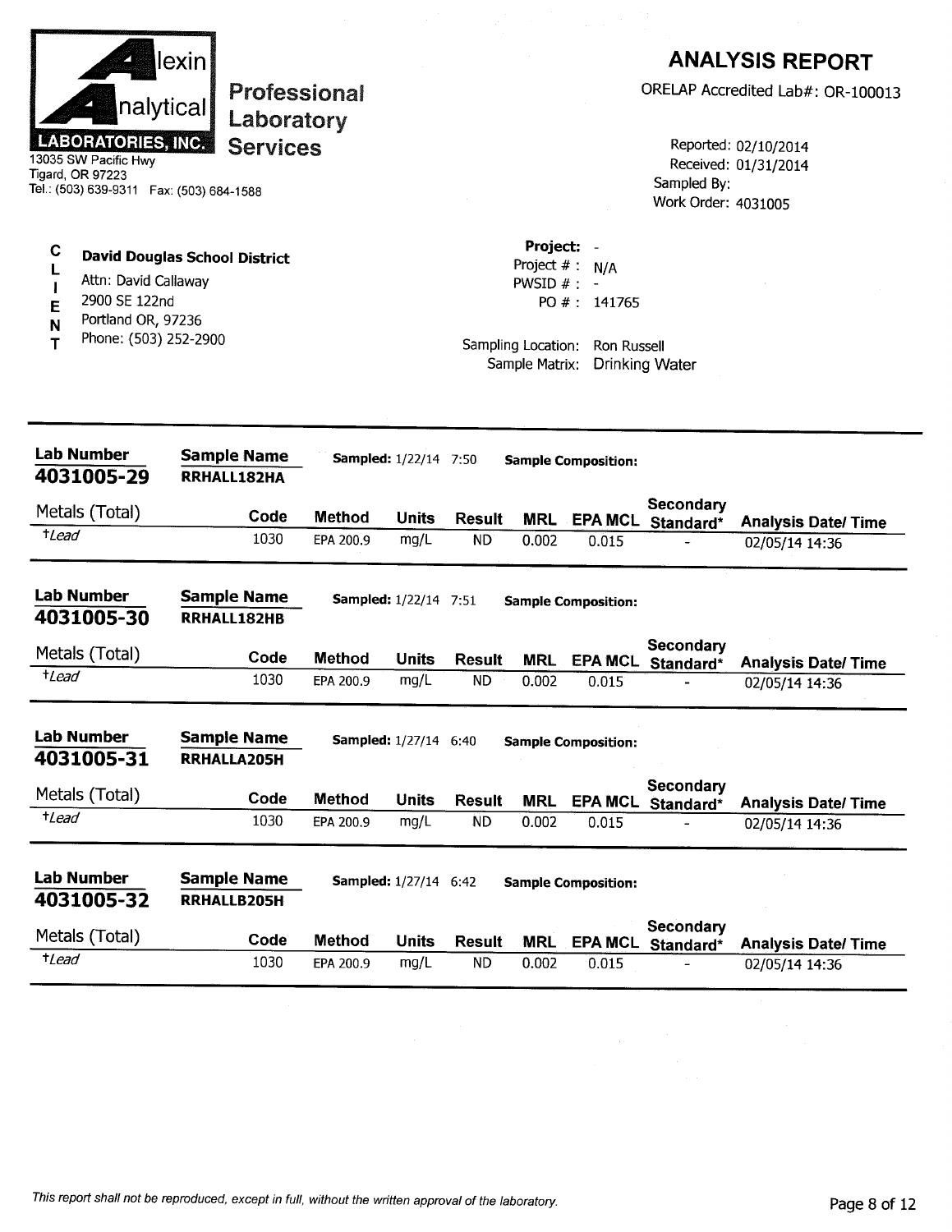**Alexin Analytical Laboratories, Inc.**
**Professional Laboratory Services**
13035 SW Pacific Hwy
Tigard, OR 97223
Tel.: (503) 639-9311 Fax: (503) 684-1588

# ANALYSIS REPORT

ORELAP Accredited Lab#: OR-100013

Reported: 02/10/2014
Received: 01/31/2014
Sampled By:
Work Order: 4031005

**CLIENT**
**David Douglas School District**
Attn: David Callaway
2900 SE 122nd
Portland OR, 97236
Phone: (503) 252-2900

**Project:** -
Project # : N/A
PWSID # : -
PO # : 141765

Sampling Location: Ron Russell
Sample Matrix: Drinking Water

---

**Lab Number** 4031005-29 | **Sample Name** RRHALL182HA | **Sampled:** 1/22/14 7:50 | **Sample Composition:**

| Metals (Total) | Code | Method | Units | Result | MRL | EPA MCL | Secondary Standard* | Analysis Date/ Time |
|---|---|---|---|---|---|---|---|---|
| †*Lead* | 1030 | EPA 200.9 | mg/L | ND | 0.002 | 0.015 | - | 02/05/14 14:36 |

**Lab Number** 4031005-30 | **Sample Name** RRHALL182HB | **Sampled:** 1/22/14 7:51 | **Sample Composition:**

| Metals (Total) | Code | Method | Units | Result | MRL | EPA MCL | Secondary Standard* | Analysis Date/ Time |
|---|---|---|---|---|---|---|---|---|
| †*Lead* | 1030 | EPA 200.9 | mg/L | ND | 0.002 | 0.015 | - | 02/05/14 14:36 |

**Lab Number** 4031005-31 | **Sample Name** RRHALLA205H | **Sampled:** 1/27/14 6:40 | **Sample Composition:**

| Metals (Total) | Code | Method | Units | Result | MRL | EPA MCL | Secondary Standard* | Analysis Date/ Time |
|---|---|---|---|---|---|---|---|---|
| †*Lead* | 1030 | EPA 200.9 | mg/L | ND | 0.002 | 0.015 | - | 02/05/14 14:36 |

**Lab Number** 4031005-32 | **Sample Name** RRHALLB205H | **Sampled:** 1/27/14 6:42 | **Sample Composition:**

| Metals (Total) | Code | Method | Units | Result | MRL | EPA MCL | Secondary Standard* | Analysis Date/ Time |
|---|---|---|---|---|---|---|---|---|
| †*Lead* | 1030 | EPA 200.9 | mg/L | ND | 0.002 | 0.015 | - | 02/05/14 14:36 |

*This report shall not be reproduced, except in full, without the written approval of the laboratory.*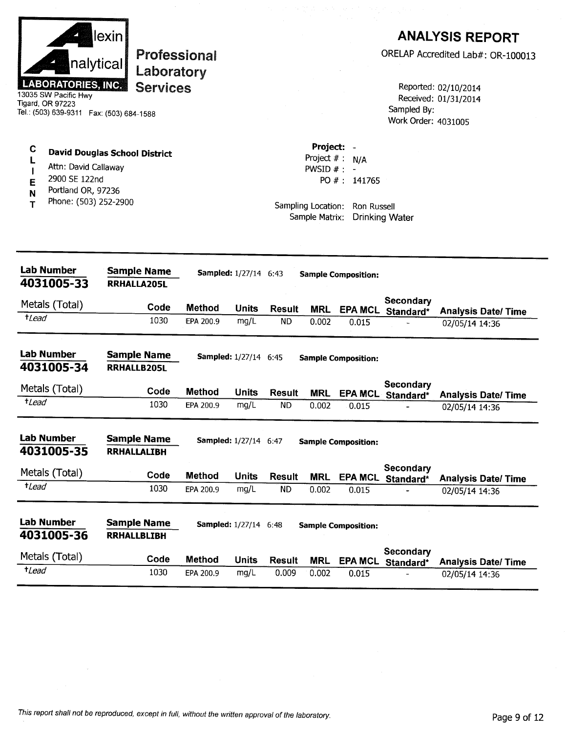**Alexin Analytical Laboratories, Inc.**
13035 SW Pacific Hwy
Tigard, OR 97223
Tel.: (503) 639-9311 Fax: (503) 684-1588

**Professional Laboratory Services**

# ANALYSIS REPORT

ORELAP Accredited Lab#: OR-100013

Reported: 02/10/2014
Received: 01/31/2014
Sampled By:
Work Order: 4031005

**CLIENT**

**David Douglas School District**
Attn: David Callaway
2900 SE 122nd
Portland OR, 97236
Phone: (503) 252-2900

**Project:** -
Project # : N/A
PWSID # : -
PO # : 141765

Sampling Location: Ron Russell
Sample Matrix: Drinking Water

---

**Lab Number** 4031005-33 | **Sample Name** RRHALLA205L | **Sampled:** 1/27/14 6:43 | **Sample Composition:**

| Metals (Total) | Code | Method | Units | Result | MRL | EPA MCL | Secondary Standard* | Analysis Date/ Time |
|---|---|---|---|---|---|---|---|---|
| †*Lead* | 1030 | EPA 200.9 | mg/L | ND | 0.002 | 0.015 | - | 02/05/14 14:36 |

---

**Lab Number** 4031005-34 | **Sample Name** RRHALLB205L | **Sampled:** 1/27/14 6:45 | **Sample Composition:**

| Metals (Total) | Code | Method | Units | Result | MRL | EPA MCL | Secondary Standard* | Analysis Date/ Time |
|---|---|---|---|---|---|---|---|---|
| †*Lead* | 1030 | EPA 200.9 | mg/L | ND | 0.002 | 0.015 | - | 02/05/14 14:36 |

---

**Lab Number** 4031005-35 | **Sample Name** RRHALLALIBH | **Sampled:** 1/27/14 6:47 | **Sample Composition:**

| Metals (Total) | Code | Method | Units | Result | MRL | EPA MCL | Secondary Standard* | Analysis Date/ Time |
|---|---|---|---|---|---|---|---|---|
| †*Lead* | 1030 | EPA 200.9 | mg/L | ND | 0.002 | 0.015 | - | 02/05/14 14:36 |

---

**Lab Number** 4031005-36 | **Sample Name** RRHALLBLIBH | **Sampled:** 1/27/14 6:48 | **Sample Composition:**

| Metals (Total) | Code | Method | Units | Result | MRL | EPA MCL | Secondary Standard* | Analysis Date/ Time |
|---|---|---|---|---|---|---|---|---|
| †*Lead* | 1030 | EPA 200.9 | mg/L | 0.009 | 0.002 | 0.015 | - | 02/05/14 14:36 |

*This report shall not be reproduced, except in full, without the written approval of the laboratory.*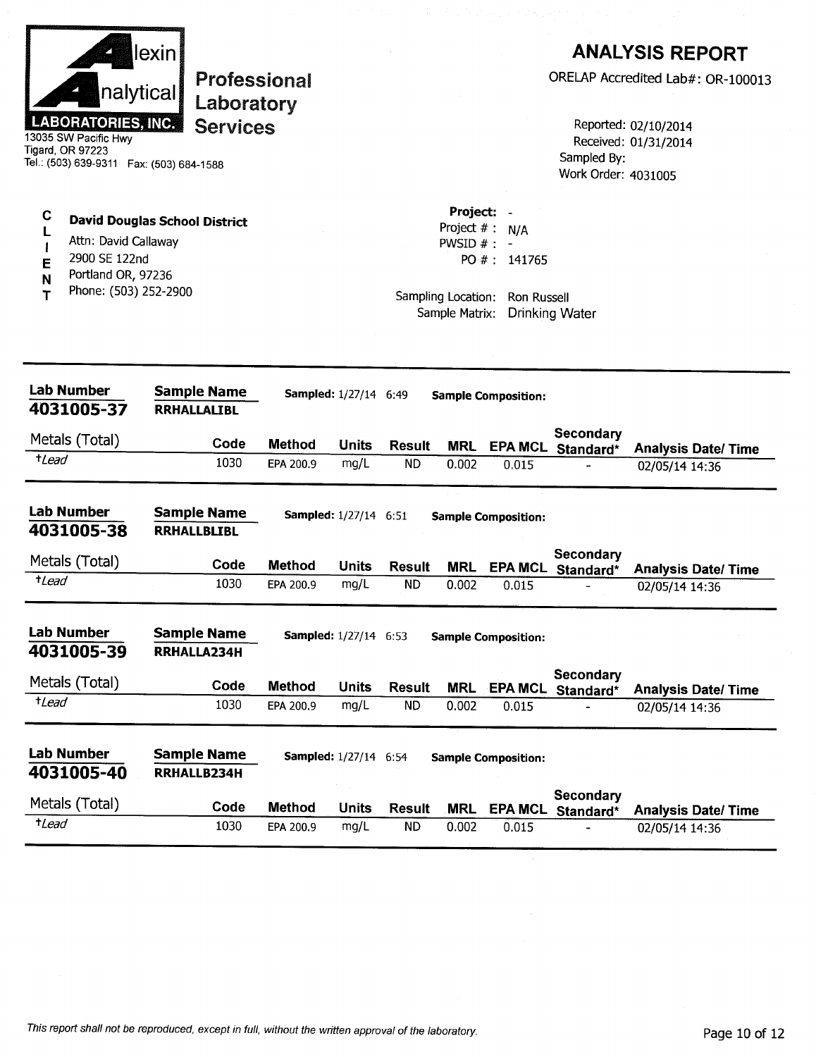**Alexin Analytical Laboratories, Inc.**
13035 SW Pacific Hwy
Tigard, OR 97223
Tel.: (503) 639-9311 Fax: (503) 684-1588

**Professional Laboratory Services**

# ANALYSIS REPORT

ORELAP Accredited Lab#: OR-100013

Reported: 02/10/2014
Received: 01/31/2014
Sampled By:
Work Order: 4031005

**CLIENT**

**David Douglas School District**
Attn: David Callaway
2900 SE 122nd
Portland OR, 97236
Phone: (503) 252-2900

**Project:** -
Project # : N/A
PWSID # : -
PO # : 141765

Sampling Location: Ron Russell
Sample Matrix: Drinking Water

---

**Lab Number** 4031005-37 | **Sample Name** RRHALLALIBL | **Sampled:** 1/27/14 6:49 | **Sample Composition:**

| Metals (Total) | Code | Method | Units | Result | MRL | EPA MCL | Secondary Standard* | Analysis Date/ Time |
|---|---|---|---|---|---|---|---|---|
| †*Lead* | 1030 | EPA 200.9 | mg/L | ND | 0.002 | 0.015 | - | 02/05/14 14:36 |

**Lab Number** 4031005-38 | **Sample Name** RRHALLBLIBL | **Sampled:** 1/27/14 6:51 | **Sample Composition:**

| Metals (Total) | Code | Method | Units | Result | MRL | EPA MCL | Secondary Standard* | Analysis Date/ Time |
|---|---|---|---|---|---|---|---|---|
| †*Lead* | 1030 | EPA 200.9 | mg/L | ND | 0.002 | 0.015 | - | 02/05/14 14:36 |

**Lab Number** 4031005-39 | **Sample Name** RRHALLA234H | **Sampled:** 1/27/14 6:53 | **Sample Composition:**

| Metals (Total) | Code | Method | Units | Result | MRL | EPA MCL | Secondary Standard* | Analysis Date/ Time |
|---|---|---|---|---|---|---|---|---|
| †*Lead* | 1030 | EPA 200.9 | mg/L | ND | 0.002 | 0.015 | - | 02/05/14 14:36 |

**Lab Number** 4031005-40 | **Sample Name** RRHALLB234H | **Sampled:** 1/27/14 6:54 | **Sample Composition:**

| Metals (Total) | Code | Method | Units | Result | MRL | EPA MCL | Secondary Standard* | Analysis Date/ Time |
|---|---|---|---|---|---|---|---|---|
| †*Lead* | 1030 | EPA 200.9 | mg/L | ND | 0.002 | 0.015 | - | 02/05/14 14:36 |

*This report shall not be reproduced, except in full, without the written approval of the laboratory.*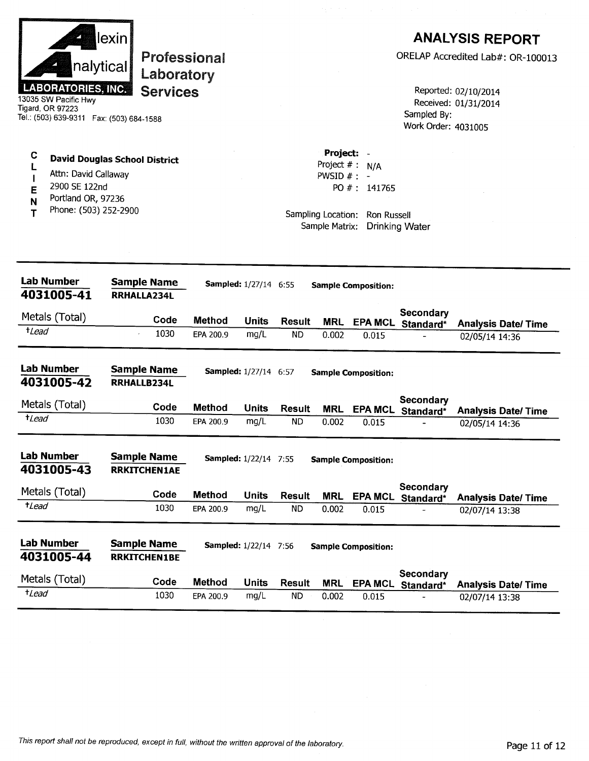**Alexin Analytical Laboratories, Inc.**
13035 SW Pacific Hwy
Tigard, OR 97223
Tel.: (503) 639-9311 Fax: (503) 684-1588

**Professional Laboratory Services**

## ANALYSIS REPORT

ORELAP Accredited Lab#: OR-100013

Reported: 02/10/2014
Received: 01/31/2014
Sampled By:
Work Order: 4031005

**CLIENT**

**David Douglas School District**
Attn: David Callaway
2900 SE 122nd
Portland OR, 97236
Phone: (503) 252-2900

**Project:** -
Project # : N/A
PWSID # : -
PO # : 141765

Sampling Location: Ron Russell
Sample Matrix: Drinking Water

---

**Lab Number:** 4031005-41 **Sample Name:** RRHALLA234L **Sampled:** 1/27/14 6:55 **Sample Composition:**

| Metals (Total) | Code | Method | Units | Result | MRL | EPA MCL | Secondary Standard* | Analysis Date/ Time |
|---|---|---|---|---|---|---|---|---|
| †*Lead* | 1030 | EPA 200.9 | mg/L | ND | 0.002 | 0.015 | - | 02/05/14 14:36 |

**Lab Number:** 4031005-42 **Sample Name:** RRHALLB234L **Sampled:** 1/27/14 6:57 **Sample Composition:**

| Metals (Total) | Code | Method | Units | Result | MRL | EPA MCL | Secondary Standard* | Analysis Date/ Time |
|---|---|---|---|---|---|---|---|---|
| †*Lead* | 1030 | EPA 200.9 | mg/L | ND | 0.002 | 0.015 | - | 02/05/14 14:36 |

**Lab Number:** 4031005-43 **Sample Name:** RRKITCHEN1AE **Sampled:** 1/22/14 7:55 **Sample Composition:**

| Metals (Total) | Code | Method | Units | Result | MRL | EPA MCL | Secondary Standard* | Analysis Date/ Time |
|---|---|---|---|---|---|---|---|---|
| †*Lead* | 1030 | EPA 200.9 | mg/L | ND | 0.002 | 0.015 | - | 02/07/14 13:38 |

**Lab Number:** 4031005-44 **Sample Name:** RRKITCHEN1BE **Sampled:** 1/22/14 7:56 **Sample Composition:**

| Metals (Total) | Code | Method | Units | Result | MRL | EPA MCL | Secondary Standard* | Analysis Date/ Time |
|---|---|---|---|---|---|---|---|---|
| †*Lead* | 1030 | EPA 200.9 | mg/L | ND | 0.002 | 0.015 | - | 02/07/14 13:38 |

*This report shall not be reproduced, except in full, without the written approval of the laboratory.*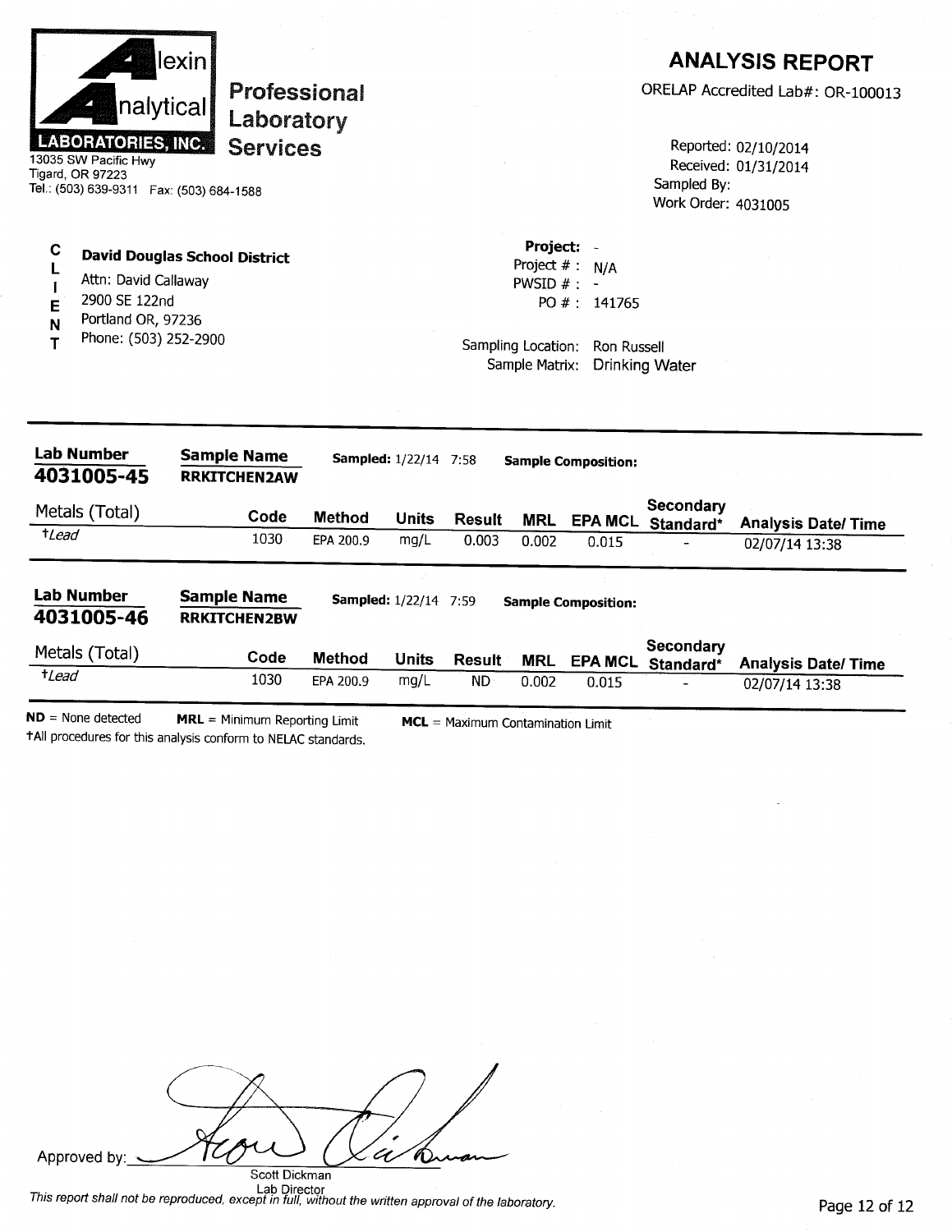Alexin Analytical Laboratories, Inc.

**Professional Laboratory Services**

13035 SW Pacific Hwy
Tigard, OR 97223
Tel.: (503) 639-9311 Fax: (503) 684-1588

# ANALYSIS REPORT

ORELAP Accredited Lab#: OR-100013

Reported: 02/10/2014
Received: 01/31/2014
Sampled By:
Work Order: 4031005

**CLIENT**

**David Douglas School District**
Attn: David Callaway
2900 SE 122nd
Portland OR, 97236
Phone: (503) 252-2900

**Project:** -
Project # : N/A
PWSID # : -
PO # : 141765

Sampling Location: Ron Russell
Sample Matrix: Drinking Water

**Lab Number** 4031005-45 | **Sample Name** RRKITCHEN2AW | **Sampled:** 1/22/14 7:58 | **Sample Composition:**

| Metals (Total) | Code | Method | Units | Result | MRL | EPA MCL | Secondary Standard* | Analysis Date/ Time |
|---|---|---|---|---|---|---|---|---|
| †*Lead* | 1030 | EPA 200.9 | mg/L | 0.003 | 0.002 | 0.015 | - | 02/07/14 13:38 |

**Lab Number** 4031005-46 | **Sample Name** RRKITCHEN2BW | **Sampled:** 1/22/14 7:59 | **Sample Composition:**

| Metals (Total) | Code | Method | Units | Result | MRL | EPA MCL | Secondary Standard* | Analysis Date/ Time |
|---|---|---|---|---|---|---|---|---|
| †*Lead* | 1030 | EPA 200.9 | mg/L | ND | 0.002 | 0.015 | - | 02/07/14 13:38 |

**ND** = None detected **MRL** = Minimum Reporting Limit **MCL** = Maximum Contamination Limit
†All procedures for this analysis conform to NELAC standards.

Approved by: [signature]
Scott Dickman
Lab Director

*This report shall not be reproduced, except in full, without the written approval of the laboratory.*